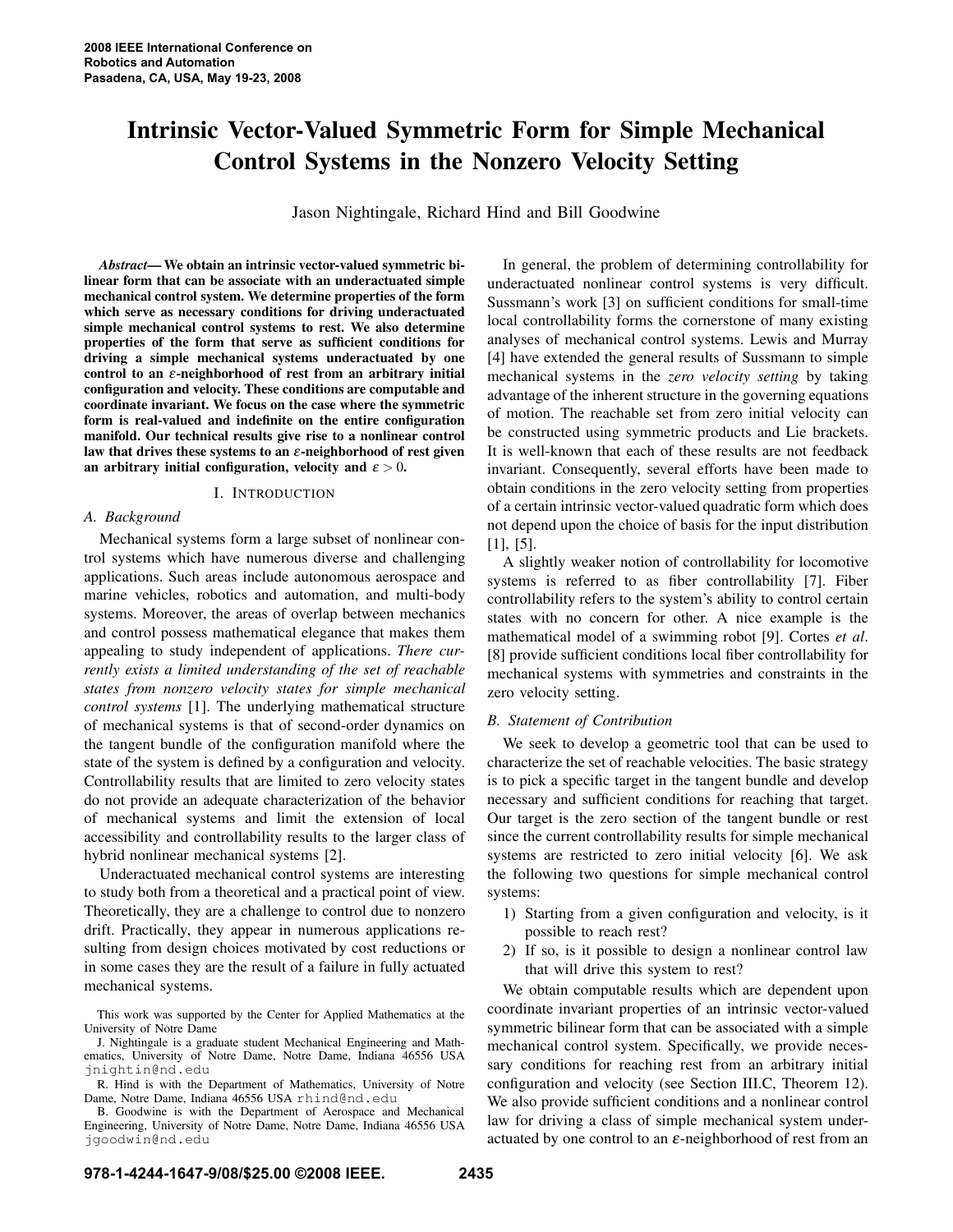# Intrinsic Vector-Valued Symmetric Form for Simple Mechanical Control Systems in the Nonzero Velocity Setting

Jason Nightingale, Richard Hind and Bill Goodwine

***Abstract*— We obtain an intrinsic vector-valued symmetric bilinear form that can be associate with an underactuated simple mechanical control system. We determine properties of the form which serve as necessary conditions for driving underactuated simple mechanical control systems to rest. We also determine properties of the form that serve as sufficient conditions for driving a simple mechanical systems underactuated by one control to an $\varepsilon$-neighborhood of rest from an arbitrary initial configuration and velocity. These conditions are computable and coordinate invariant. We focus on the case where the symmetric form is real-valued and indefinite on the entire configuration manifold. Our technical results give rise to a nonlinear control law that drives these systems to an $\varepsilon$-neighborhood of rest given an arbitrary initial configuration, velocity and $\varepsilon > 0$.**

## I. Introduction

### A. Background

Mechanical systems form a large subset of nonlinear control systems which have numerous diverse and challenging applications. Such areas include autonomous aerospace and marine vehicles, robotics and automation, and multi-body systems. Moreover, the areas of overlap between mechanics and control possess mathematical elegance that makes them appealing to study independent of applications. *There currently exists a limited understanding of the set of reachable states from nonzero velocity states for simple mechanical control systems* [1]. The underlying mathematical structure of mechanical systems is that of second-order dynamics on the tangent bundle of the configuration manifold where the state of the system is defined by a configuration and velocity. Controllability results that are limited to zero velocity states do not provide an adequate characterization of the behavior of mechanical systems and limit the extension of local accessibility and controllability results to the larger class of hybrid nonlinear mechanical systems [2].

Underactuated mechanical control systems are interesting to study both from a theoretical and a practical point of view. Theoretically, they are a challenge to control due to nonzero drift. Practically, they appear in numerous applications resulting from design choices motivated by cost reductions or in some cases they are the result of a failure in fully actuated mechanical systems.

In general, the problem of determining controllability for underactuated nonlinear control systems is very difficult. Sussmann's work [3] on sufficient conditions for small-time local controllability forms the cornerstone of many existing analyses of mechanical control systems. Lewis and Murray [4] have extended the general results of Sussmann to simple mechanical systems in the *zero velocity setting* by taking advantage of the inherent structure in the governing equations of motion. The reachable set from zero initial velocity can be constructed using symmetric products and Lie brackets. It is well-known that each of these results are not feedback invariant. Consequently, several efforts have been made to obtain conditions in the zero velocity setting from properties of a certain intrinsic vector-valued quadratic form which does not depend upon the choice of basis for the input distribution [1], [5].

A slightly weaker notion of controllability for locomotive systems is referred to as fiber controllability [7]. Fiber controllability refers to the system's ability to control certain states with no concern for other. A nice example is the mathematical model of a swimming robot [9]. Cortes *et al*. [8] provide sufficient conditions local fiber controllability for mechanical systems with symmetries and constraints in the zero velocity setting.

### B. Statement of Contribution

We seek to develop a geometric tool that can be used to characterize the set of reachable velocities. The basic strategy is to pick a specific target in the tangent bundle and develop necessary and sufficient conditions for reaching that target. Our target is the zero section of the tangent bundle or rest since the current controllability results for simple mechanical systems are restricted to zero initial velocity [6]. We ask the following two questions for simple mechanical control systems:

1) Starting from a given configuration and velocity, is it possible to reach rest?
2) If so, is it possible to design a nonlinear control law that will drive this system to rest?

We obtain computable results which are dependent upon coordinate invariant properties of an intrinsic vector-valued symmetric bilinear form that can be associated with a simple mechanical control system. Specifically, we provide necessary conditions for reaching rest from an arbitrary initial configuration and velocity (see Section III.C, Theorem 12). We also provide sufficient conditions and a nonlinear control law for driving a class of simple mechanical system underactuated by one control to an $\varepsilon$-neighborhood of rest from an

This work was supported by the Center for Applied Mathematics at the University of Notre Dame

J. Nightingale is a graduate student Mechanical Engineering and Mathematics, University of Notre Dame, Notre Dame, Indiana 46556 USA jnightin@nd.edu

R. Hind is with the Department of Mathematics, University of Notre Dame, Notre Dame, Indiana 46556 USA rhind@nd.edu

B. Goodwine is with the Department of Aerospace and Mechanical Engineering, University of Notre Dame, Notre Dame, Indiana 46556 USA jgoodwin@nd.edu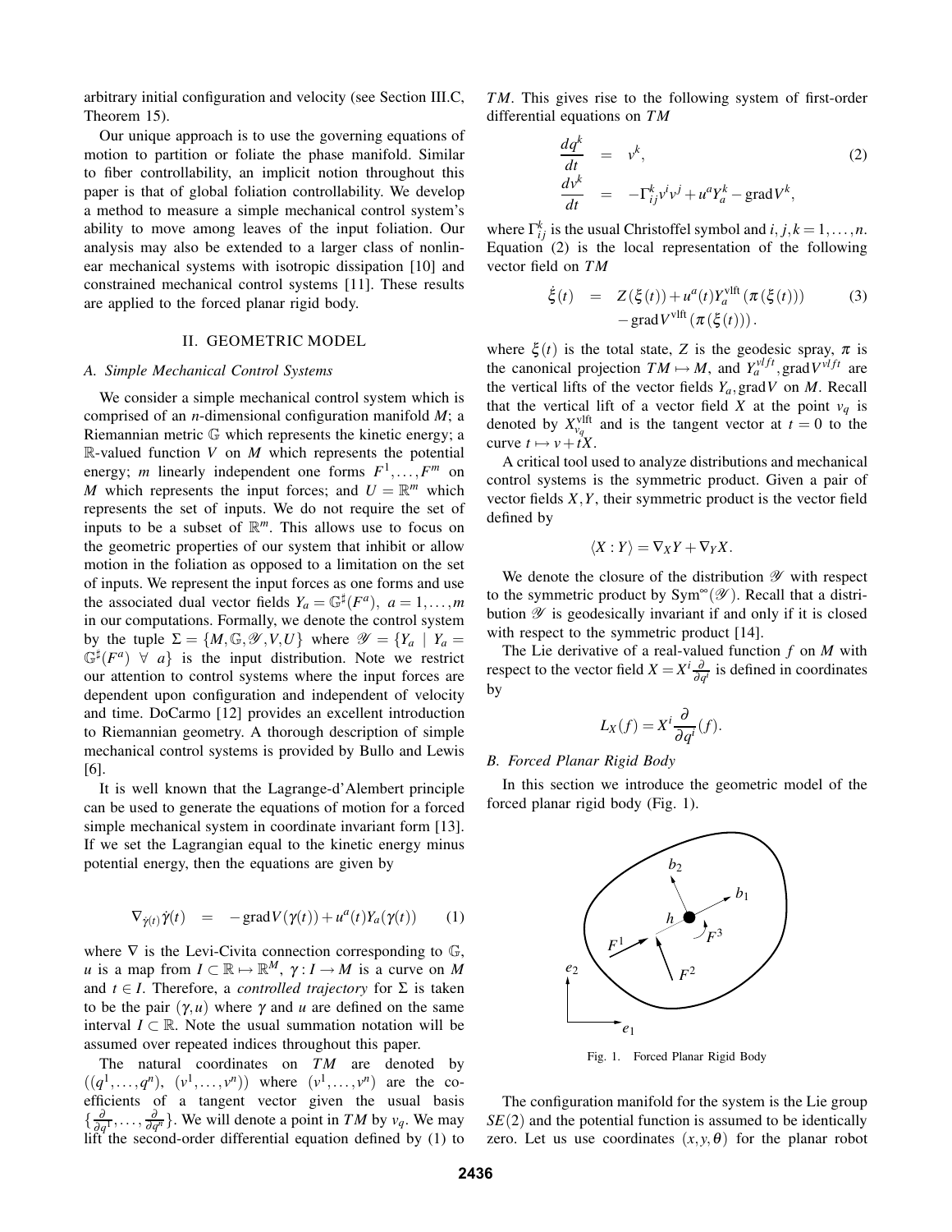arbitrary initial configuration and velocity (see Section III.C, Theorem 15).

Our unique approach is to use the governing equations of motion to partition or foliate the phase manifold. Similar to fiber controllability, an implicit notion throughout this paper is that of global foliation controllability. We develop a method to measure a simple mechanical control system's ability to move among leaves of the input foliation. Our analysis may also be extended to a larger class of nonlinear mechanical systems with isotropic dissipation [10] and constrained mechanical control systems [11]. These results are applied to the forced planar rigid body.

## II. GEOMETRIC MODEL

### A. Simple Mechanical Control Systems

We consider a simple mechanical control system which is comprised of an $n$-dimensional configuration manifold $M$; a Riemannian metric $\mathbb{G}$ which represents the kinetic energy; a $\mathbb{R}$-valued function $V$ on $M$ which represents the potential energy; $m$ linearly independent one forms $F^1,\dots,F^m$ on $M$ which represents the input forces; and $U = \mathbb{R}^m$ which represents the set of inputs. We do not require the set of inputs to be a subset of $\mathbb{R}^m$. This allows use to focus on the geometric properties of our system that inhibit or allow motion in the foliation as opposed to a limitation on the set of inputs. We represent the input forces as one forms and use the associated dual vector fields $Y_a = \mathbb{G}^\sharp(F^a),\ a = 1,\dots,m$ in our computations. Formally, we denote the control system by the tuple $\Sigma = \{M, \mathbb{G}, \mathscr{Y}, V, U\}$ where $\mathscr{Y} = \{Y_a \mid Y_a = \mathbb{G}^\sharp(F^a)\ \forall\ a\}$ is the input distribution. Note we restrict our attention to control systems where the input forces are dependent upon configuration and independent of velocity and time. DoCarmo [12] provides an excellent introduction to Riemannian geometry. A thorough description of simple mechanical control systems is provided by Bullo and Lewis [6].

It is well known that the Lagrange-d'Alembert principle can be used to generate the equations of motion for a forced simple mechanical system in coordinate invariant form [13]. If we set the Lagrangian equal to the kinetic energy minus potential energy, then the equations are given by

$$\nabla_{\dot\gamma(t)}\dot\gamma(t) \quad = \quad -\operatorname{grad}V(\gamma(t)) + u^a(t)Y_a(\gamma(t)) \tag{1}$$

where $\nabla$ is the Levi-Civita connection corresponding to $\mathbb{G}$, $u$ is a map from $I \subset \mathbb{R} \mapsto \mathbb{R}^M$, $\gamma : I \to M$ is a curve on $M$ and $t \in I$. Therefore, a *controlled trajectory* for $\Sigma$ is taken to be the pair $(\gamma, u)$ where $\gamma$ and $u$ are defined on the same interval $I \subset \mathbb{R}$. Note the usual summation notation will be assumed over repeated indices throughout this paper.

The natural coordinates on $TM$ are denoted by $((q^1,\dots,q^n),\ (v^1,\dots,v^n))$ where $(v^1,\dots,v^n)$ are the coefficients of a tangent vector given the usual basis $\{\frac{\partial}{\partial q^1},\dots,\frac{\partial}{\partial q^n}\}$. We will denote a point in $TM$ by $v_q$. We may lift the second-order differential equation defined by (1) to $TM$. This gives rise to the following system of first-order differential equations on $TM$

$$\begin{aligned}
\frac{dq^k}{dt} &= v^k, \\
\frac{dv^k}{dt} &= -\Gamma^k_{ij}v^iv^j + u^aY^k_a - \operatorname{grad}V^k,
\end{aligned} \tag{2}$$

where $\Gamma^k_{ij}$ is the usual Christoffel symbol and $i,j,k = 1,\dots,n$. Equation (2) is the local representation of the following vector field on $TM$

$$\begin{aligned}
\dot\xi(t) \quad = \quad & Z(\xi(t)) + u^a(t)Y_a^{\text{vlft}}(\pi(\xi(t))) \\
& -\operatorname{grad}V^{\text{vlft}}(\pi(\xi(t))).
\end{aligned} \tag{3}$$

where $\xi(t)$ is the total state, $Z$ is the geodesic spray, $\pi$ is the canonical projection $TM \mapsto M$, and $Y_a^{vlft}, \operatorname{grad}V^{vlft}$ are the vertical lifts of the vector fields $Y_a, \operatorname{grad}V$ on $M$. Recall that the vertical lift of a vector field $X$ at the point $v_q$ is denoted by $X^{\text{vlft}}_{v_q}$ and is the tangent vector at $t = 0$ to the curve $t \mapsto v + tX$.

A critical tool used to analyze distributions and mechanical control systems is the symmetric product. Given a pair of vector fields $X, Y$, their symmetric product is the vector field defined by

$$\langle X : Y\rangle = \nabla_X Y + \nabla_Y X.$$

We denote the closure of the distribution $\mathscr{Y}$ with respect to the symmetric product by $\operatorname{Sym}^\infty(\mathscr{Y})$. Recall that a distribution $\mathscr{Y}$ is geodesically invariant if and only if it is closed with respect to the symmetric product [14].

The Lie derivative of a real-valued function $f$ on $M$ with respect to the vector field $X = X^i\frac{\partial}{\partial q^i}$ is defined in coordinates by

$$L_X(f) = X^i\frac{\partial}{\partial q^i}(f).$$

### B. Forced Planar Rigid Body

In this section we introduce the geometric model of the forced planar rigid body (Fig. 1).

Fig. 1. Forced Planar Rigid Body

The configuration manifold for the system is the Lie group $SE(2)$ and the potential function is assumed to be identically zero. Let us use coordinates $(x, y, \theta)$ for the planar robot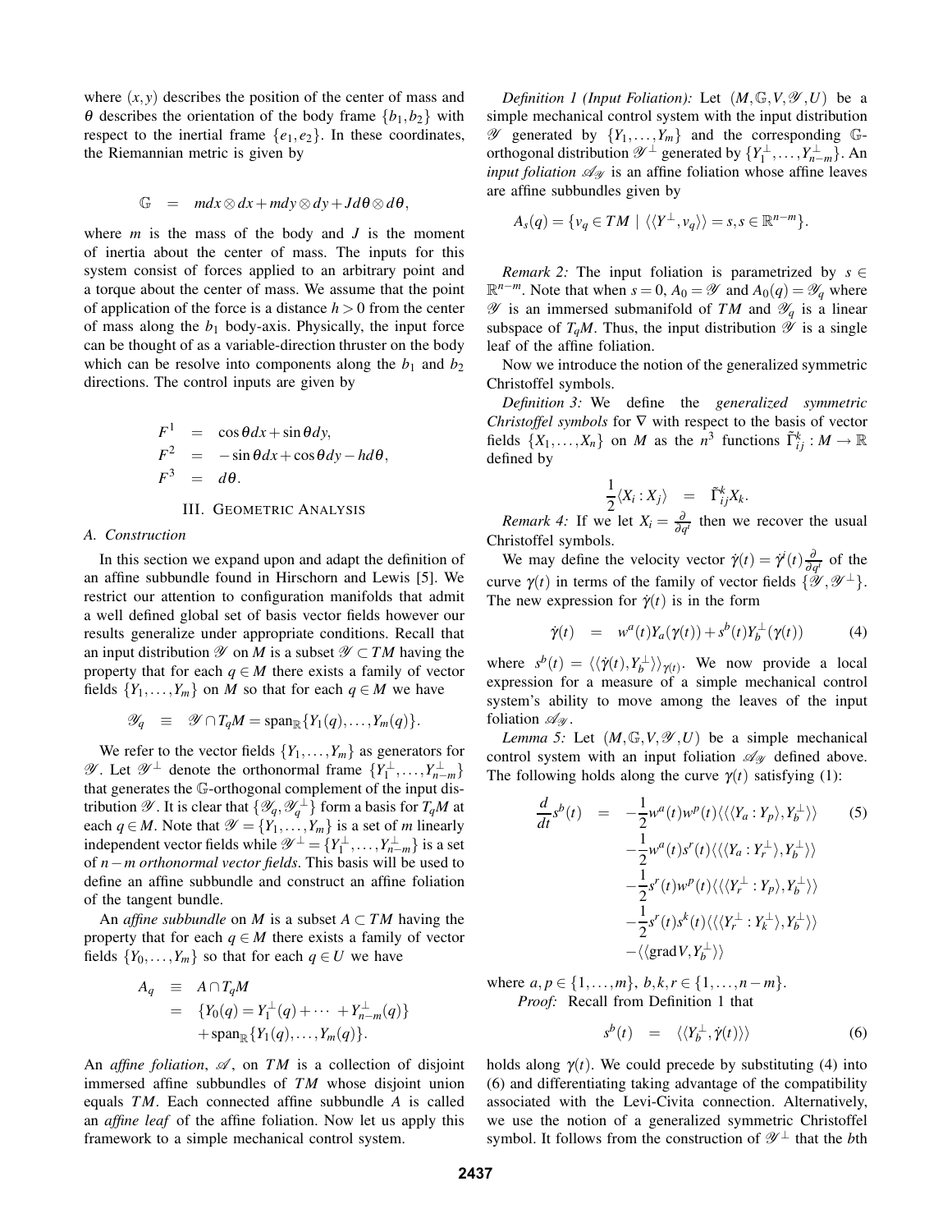where $(x,y)$ describes the position of the center of mass and $\theta$ describes the orientation of the body frame $\{b_1, b_2\}$ with respect to the inertial frame $\{e_1, e_2\}$. In these coordinates, the Riemannian metric is given by

$$\mathbb{G} \quad = \quad m dx \otimes dx + m dy \otimes dy + J d\theta \otimes d\theta,$$

where $m$ is the mass of the body and $J$ is the moment of inertia about the center of mass. The inputs for this system consist of forces applied to an arbitrary point and a torque about the center of mass. We assume that the point of application of the force is a distance $h > 0$ from the center of mass along the $b_1$ body-axis. Physically, the input force can be thought of as a variable-direction thruster on the body which can be resolve into components along the $b_1$ and $b_2$ directions. The control inputs are given by

$$\begin{aligned} F^1 &= \cos\theta dx + \sin\theta dy, \\ F^2 &= -\sin\theta dx + \cos\theta dy - h d\theta, \\ F^3 &= d\theta. \end{aligned}$$

## III. Geometric Analysis

### A. Construction

In this section we expand upon and adapt the definition of an affine subbundle found in Hirschorn and Lewis [5]. We restrict our attention to configuration manifolds that admit a well defined global set of basis vector fields however our results generalize under appropriate conditions. Recall that an input distribution $\mathscr{Y}$ on $M$ is a subset $\mathscr{Y} \subset TM$ having the property that for each $q \in M$ there exists a family of vector fields $\{Y_1, \ldots, Y_m\}$ on $M$ so that for each $q \in M$ we have

$$\mathscr{Y}_q \quad \equiv \quad \mathscr{Y} \cap T_qM = \mathrm{span}_{\mathbb{R}}\{Y_1(q), \ldots, Y_m(q)\}.$$

We refer to the vector fields $\{Y_1, \ldots, Y_m\}$ as generators for $\mathscr{Y}$. Let $\mathscr{Y}^\perp$ denote the orthonormal frame $\{Y_1^\perp, \ldots, Y_{n-m}^\perp\}$ that generates the $\mathbb{G}$-orthogonal complement of the input distribution $\mathscr{Y}$. It is clear that $\{\mathscr{Y}_q, \mathscr{Y}_q^\perp\}$ form a basis for $T_qM$ at each $q \in M$. Note that $\mathscr{Y} = \{Y_1, \ldots, Y_m\}$ is a set of $m$ linearly independent vector fields while $\mathscr{Y}^\perp = \{Y_1^\perp, \ldots, Y_{n-m}^\perp\}$ is a set of $n-m$ *orthonormal vector fields*. This basis will be used to define an affine subbundle and construct an affine foliation of the tangent bundle.

An *affine subbundle* on $M$ is a subset $A \subset TM$ having the property that for each $q \in M$ there exists a family of vector fields $\{Y_0, \ldots, Y_m\}$ so that for each $q \in U$ we have

$$\begin{aligned} A_q &\equiv A \cap T_qM \\ &= \{Y_0(q) = Y_1^\perp(q) + \cdots + Y_{n-m}^\perp(q)\} \\ &\quad + \mathrm{span}_{\mathbb{R}}\{Y_1(q), \ldots, Y_m(q)\}. \end{aligned}$$

An *affine foliation*, $\mathscr{A}$, on $TM$ is a collection of disjoint immersed affine subbundles of $TM$ whose disjoint union equals $TM$. Each connected affine subbundle $A$ is called an *affine leaf* of the affine foliation. Now let us apply this framework to a simple mechanical control system.

*Definition 1 (Input Foliation):* Let $(M, \mathbb{G}, V, \mathscr{Y}, U)$ be a simple mechanical control system with the input distribution $\mathscr{Y}$ generated by $\{Y_1, \ldots, Y_m\}$ and the corresponding $\mathbb{G}$-orthogonal distribution $\mathscr{Y}^\perp$ generated by $\{Y_1^\perp, \ldots, Y_{n-m}^\perp\}$. An *input foliation* $\mathscr{A}_{\mathscr{Y}}$ is an affine foliation whose affine leaves are affine subbundles given by

$$A_s(q) = \{v_q \in TM \mid \langle\langle Y^\perp, v_q \rangle\rangle = s, s \in \mathbb{R}^{n-m}\}.$$

*Remark 2:* The input foliation is parametrized by $s \in \mathbb{R}^{n-m}$. Note that when $s = 0$, $A_0 = \mathscr{Y}$ and $A_0(q) = \mathscr{Y}_q$ where $\mathscr{Y}$ is an immersed submanifold of $TM$ and $\mathscr{Y}_q$ is a linear subspace of $T_qM$. Thus, the input distribution $\mathscr{Y}$ is a single leaf of the affine foliation.

Now we introduce the notion of the generalized symmetric Christoffel symbols.

*Definition 3:* We define the *generalized symmetric Christoffel symbols* for $\nabla$ with respect to the basis of vector fields $\{X_1, \ldots, X_n\}$ on $M$ as the $n^3$ functions $\tilde{\Gamma}_{ij}^k : M \to \mathbb{R}$ defined by

$$\frac{1}{2}\langle X_i : X_j \rangle \quad = \quad \tilde{\Gamma}_{ij}^k X_k.$$

*Remark 4:* If we let $X_i = \frac{\partial}{\partial q^i}$ then we recover the usual Christoffel symbols.

We may define the velocity vector $\dot{\gamma}(t) = \dot{\gamma}^i(t)\frac{\partial}{\partial q^i}$ of the curve $\gamma(t)$ in terms of the family of vector fields $\{\mathscr{Y}, \mathscr{Y}^\perp\}$. The new expression for $\dot{\gamma}(t)$ is in the form

$$\dot{\gamma}(t) \quad = \quad w^a(t) Y_a(\gamma(t)) + s^b(t) Y_b^\perp(\gamma(t)) \tag{4}$$

where $s^b(t) = \langle\langle \dot{\gamma}(t), Y_b^\perp \rangle\rangle_{\gamma(t)}$. We now provide a local expression for a measure of a simple mechanical control system's ability to move among the leaves of the input foliation $\mathscr{A}_{\mathscr{Y}}$.

*Lemma 5:* Let $(M, \mathbb{G}, V, \mathscr{Y}, U)$ be a simple mechanical control system with an input foliation $\mathscr{A}_{\mathscr{Y}}$ defined above. The following holds along the curve $\gamma(t)$ satisfying (1):

$$\begin{aligned} \frac{d}{dt}s^b(t) &= -\frac{1}{2}w^a(t)w^p(t)\langle\langle\langle Y_a : Y_p \rangle, Y_b^\perp \rangle\rangle \\ &\quad -\frac{1}{2}w^a(t)s^r(t)\langle\langle\langle Y_a : Y_r^\perp \rangle, Y_b^\perp \rangle\rangle \\ &\quad -\frac{1}{2}s^r(t)w^p(t)\langle\langle\langle Y_r^\perp : Y_p \rangle, Y_b^\perp \rangle\rangle \\ &\quad -\frac{1}{2}s^r(t)s^k(t)\langle\langle\langle Y_r^\perp : Y_k^\perp \rangle, Y_b^\perp \rangle\rangle \\ &\quad -\langle\langle \mathrm{grad} V, Y_b^\perp \rangle\rangle \end{aligned} \tag{5}$$

where $a, p \in \{1, \ldots, m\}$, $b, k, r \in \{1, \ldots, n-m\}$.

*Proof:* Recall from Definition 1 that

$$s^b(t) \quad = \quad \langle\langle Y_b^\perp, \dot{\gamma}(t) \rangle\rangle \tag{6}$$

holds along $\gamma(t)$. We could precede by substituting (4) into (6) and differentiating taking advantage of the compatibility associated with the Levi-Civita connection. Alternatively, we use the notion of a generalized symmetric Christoffel symbol. It follows from the construction of $\mathscr{Y}^\perp$ that the $b$th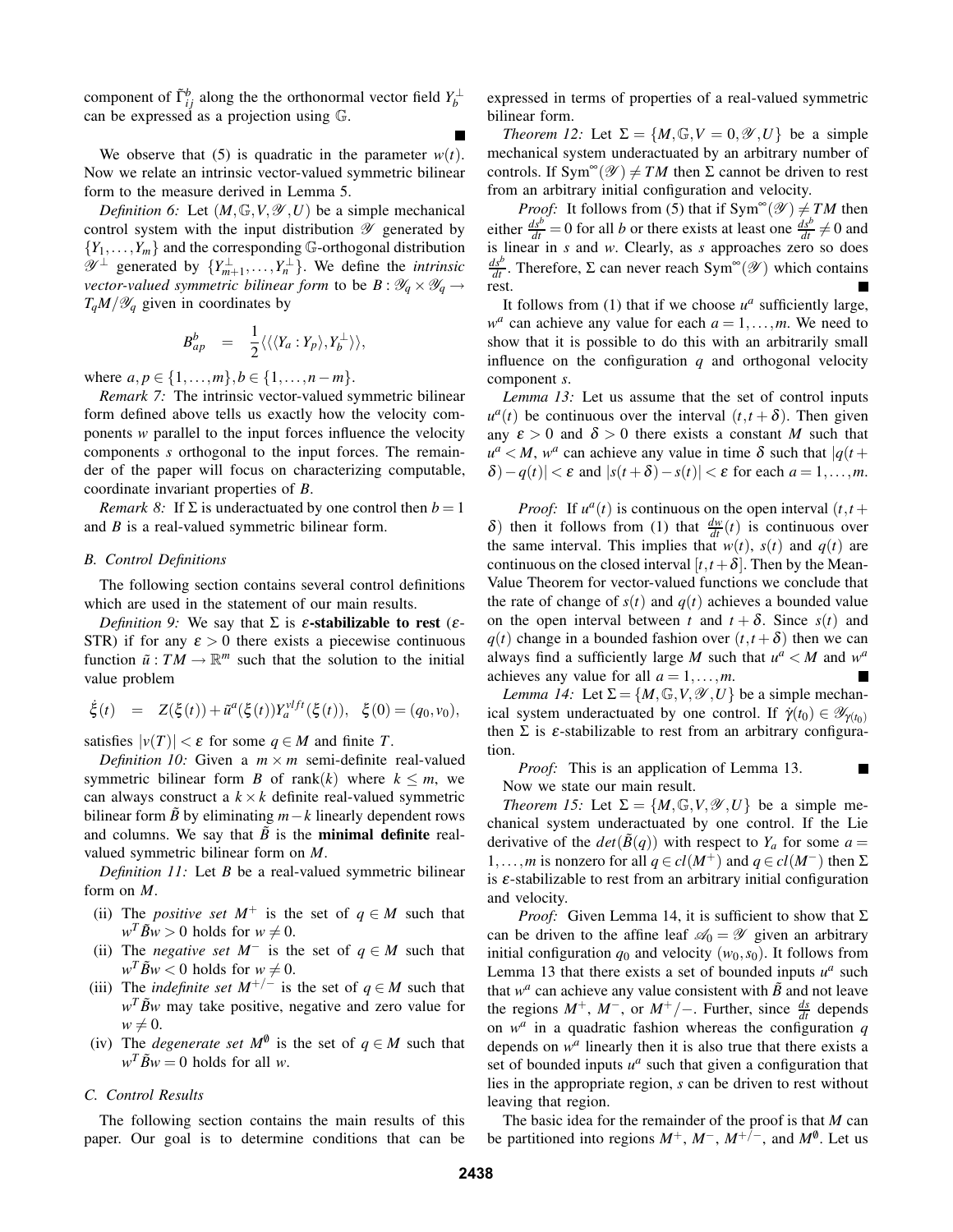component of $\tilde{\Gamma}_{ij}^{b}$ along the the orthonormal vector field $Y_b^{\perp}$ can be expressed as a projection using $\mathbb{G}$.

■

We observe that (5) is quadratic in the parameter $w(t)$. Now we relate an intrinsic vector-valued symmetric bilinear form to the measure derived in Lemma 5.

*Definition 6:* Let $(M, \mathbb{G}, V, \mathscr{Y}, U)$ be a simple mechanical control system with the input distribution $\mathscr{Y}$ generated by $\{Y_1, \ldots, Y_m\}$ and the corresponding $\mathbb{G}$-orthogonal distribution $\mathscr{Y}^{\perp}$ generated by $\{Y_{m+1}^{\perp}, \ldots, Y_n^{\perp}\}$. We define the *intrinsic vector-valued symmetric bilinear form* to be $B : \mathscr{Y}_q \times \mathscr{Y}_q \to T_qM/\mathscr{Y}_q$ given in coordinates by

$$B_{ap}^{b} \quad = \quad \frac{1}{2}\langle\langle\langle Y_a : Y_p \rangle, Y_b^{\perp}\rangle\rangle,$$

where $a, p \in \{1, \ldots, m\}, b \in \{1, \ldots, n-m\}$.

*Remark 7:* The intrinsic vector-valued symmetric bilinear form defined above tells us exactly how the velocity components $w$ parallel to the input forces influence the velocity components $s$ orthogonal to the input forces. The remainder of the paper will focus on characterizing computable, coordinate invariant properties of $B$.

*Remark 8:* If $\Sigma$ is underactuated by one control then $b = 1$ and $B$ is a real-valued symmetric bilinear form.

### B. Control Definitions

The following section contains several control definitions which are used in the statement of our main results.

*Definition 9:* We say that $\Sigma$ is **$\varepsilon$-stabilizable to rest** ($\varepsilon$-STR) if for any $\varepsilon > 0$ there exists a piecewise continuous function $\tilde{u} : TM \to \mathbb{R}^m$ such that the solution to the initial value problem

$$\dot{\xi}(t) \quad = \quad Z(\xi(t)) + \tilde{u}^a(\xi(t))Y_a^{vlft}(\xi(t)), \quad \xi(0) = (q_0, v_0),$$

satisfies $|v(T)| < \varepsilon$ for some $q \in M$ and finite $T$.

*Definition 10:* Given a $m \times m$ semi-definite real-valued symmetric bilinear form $B$ of rank($k$) where $k \leq m$, we can always construct a $k \times k$ definite real-valued symmetric bilinear form $\tilde{B}$ by eliminating $m-k$ linearly dependent rows and columns. We say that $\tilde{B}$ is the **minimal definite** real-valued symmetric bilinear form on $M$.

*Definition 11:* Let $B$ be a real-valued symmetric bilinear form on $M$.

- (ii) The *positive set* $M^+$ is the set of $q \in M$ such that $w^T\tilde{B}w > 0$ holds for $w \neq 0$.
- (ii) The *negative set* $M^-$ is the set of $q \in M$ such that $w^T\tilde{B}w < 0$ holds for $w \neq 0$.
- (iii) The *indefinite set* $M^{+/-}$ is the set of $q \in M$ such that $w^T\tilde{B}w$ may take positive, negative and zero value for $w \neq 0$.
- (iv) The *degenerate set* $M^{\emptyset}$ is the set of $q \in M$ such that $w^T\tilde{B}w = 0$ holds for all $w$.

### C. Control Results

The following section contains the main results of this paper. Our goal is to determine conditions that can be expressed in terms of properties of a real-valued symmetric bilinear form.

*Theorem 12:* Let $\Sigma = \{M, \mathbb{G}, V = 0, \mathscr{Y}, U\}$ be a simple mechanical system underactuated by an arbitrary number of controls. If $\mathrm{Sym}^{\infty}(\mathscr{Y}) \neq TM$ then $\Sigma$ cannot be driven to rest from an arbitrary initial configuration and velocity.

*Proof:* It follows from (5) that if $\mathrm{Sym}^{\infty}(\mathscr{Y}) \neq TM$ then either $\frac{ds^b}{dt} = 0$ for all $b$ or there exists at least one $\frac{ds^b}{dt} \neq 0$ and is linear in $s$ and $w$. Clearly, as $s$ approaches zero so does $\frac{ds^b}{dt}$. Therefore, $\Sigma$ can never reach $\mathrm{Sym}^{\infty}(\mathscr{Y})$ which contains rest. ■

It follows from (1) that if we choose $u^a$ sufficiently large, $w^a$ can achieve any value for each $a = 1, \ldots, m$. We need to show that it is possible to do this with an arbitrarily small influence on the configuration $q$ and orthogonal velocity component $s$.

*Lemma 13:* Let us assume that the set of control inputs $u^a(t)$ be continuous over the interval $(t, t+\delta)$. Then given any $\varepsilon > 0$ and $\delta > 0$ there exists a constant $M$ such that $u^a < M$, $w^a$ can achieve any value in time $\delta$ such that $|q(t+\delta) - q(t)| < \varepsilon$ and $|s(t+\delta) - s(t)| < \varepsilon$ for each $a = 1, \ldots, m$.

*Proof:* If $u^a(t)$ is continuous on the open interval $(t, t+\delta)$ then it follows from (1) that $\frac{dw}{dt}(t)$ is continuous over the same interval. This implies that $w(t)$, $s(t)$ and $q(t)$ are continuous on the closed interval $[t, t+\delta]$. Then by the Mean-Value Theorem for vector-valued functions we conclude that the rate of change of $s(t)$ and $q(t)$ achieves a bounded value on the open interval between $t$ and $t+\delta$. Since $s(t)$ and $q(t)$ change in a bounded fashion over $(t, t+\delta)$ then we can always find a sufficiently large $M$ such that $u^a < M$ and $w^a$ achieves any value for all $a = 1, \ldots, m$. ■

*Lemma 14:* Let $\Sigma = \{M, \mathbb{G}, V, \mathscr{Y}, U\}$ be a simple mechanical system underactuated by one control. If $\dot{\gamma}(t_0) \in \mathscr{Y}_{\gamma(t_0)}$ then $\Sigma$ is $\varepsilon$-stabilizable to rest from an arbitrary configuration.

*Proof:* This is an application of Lemma 13. ■

Now we state our main result.

*Theorem 15:* Let $\Sigma = \{M, \mathbb{G}, V, \mathscr{Y}, U\}$ be a simple mechanical system underactuated by one control. If the Lie derivative of the $det(\tilde{B}(q))$ with respect to $Y_a$ for some $a = 1, \ldots, m$ is nonzero for all $q \in cl(M^+)$ and $q \in cl(M^-)$ then $\Sigma$ is $\varepsilon$-stabilizable to rest from an arbitrary initial configuration and velocity.

*Proof:* Given Lemma 14, it is sufficient to show that $\Sigma$ can be driven to the affine leaf $\mathscr{A}_0 = \mathscr{Y}$ given an arbitrary initial configuration $q_0$ and velocity $(w_0, s_0)$. It follows from Lemma 13 that there exists a set of bounded inputs $u^a$ such that $w^a$ can achieve any value consistent with $\tilde{B}$ and not leave the regions $M^+$, $M^-$, or $M^+/-$. Further, since $\frac{ds}{dt}$ depends on $w^a$ in a quadratic fashion whereas the configuration $q$ depends on $w^a$ linearly then it is also true that there exists a set of bounded inputs $u^a$ such that given a configuration that lies in the appropriate region, $s$ can be driven to rest without leaving that region.

The basic idea for the remainder of the proof is that $M$ can be partitioned into regions $M^+$, $M^-$, $M^{+/-}$, and $M^{\emptyset}$. Let us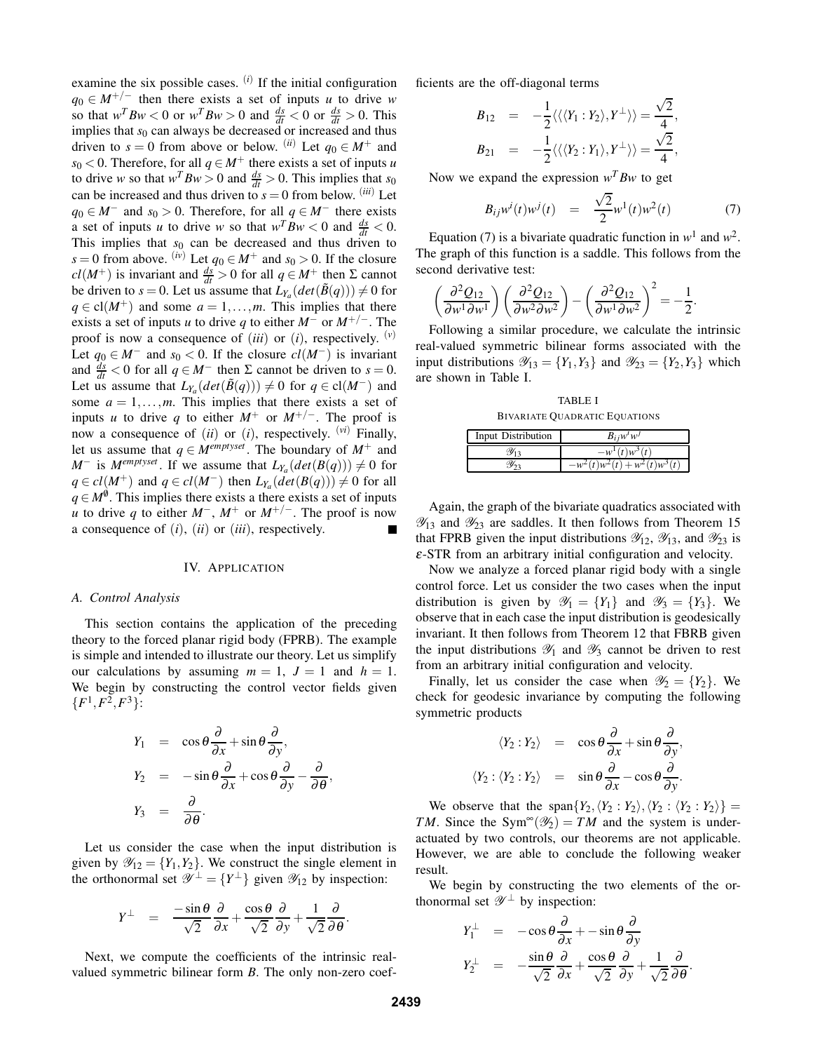examine the six possible cases. $^{(i)}$ If the initial configuration $q_0 \in M^{+/-}$ then there exists a set of inputs $u$ to drive $w$ so that $w^T Bw < 0$ or $w^T Bw > 0$ and $\frac{ds}{dt} < 0$ or $\frac{ds}{dt} > 0$. This implies that $s_0$ can always be decreased or increased and thus driven to $s = 0$ from above or below. $^{(ii)}$ Let $q_0 \in M^+$ and $s_0 < 0$. Therefore, for all $q \in M^+$ there exists a set of inputs $u$ to drive $w$ so that $w^T Bw > 0$ and $\frac{ds}{dt} > 0$. This implies that $s_0$ can be increased and thus driven to $s = 0$ from below. $^{(iii)}$ Let $q_0 \in M^-$ and $s_0 > 0$. Therefore, for all $q \in M^-$ there exists a set of inputs $u$ to drive $w$ so that $w^T Bw < 0$ and $\frac{ds}{dt} < 0$. This implies that $s_0$ can be decreased and thus driven to $s = 0$ from above. $^{(iv)}$ Let $q_0 \in M^+$ and $s_0 > 0$. If the closure $cl(M^+)$ is invariant and $\frac{ds}{dt} > 0$ for all $q \in M^+$ then $\Sigma$ cannot be driven to $s = 0$. Let us assume that $L_{Y_a}(det(\tilde{B}(q))) \neq 0$ for $q \in \text{cl}(M^+)$ and some $a = 1, \ldots, m$. This implies that there exists a set of inputs $u$ to drive $q$ to either $M^-$ or $M^{+/-}$. The proof is now a consequence of $(iii)$ or $(i)$, respectively. $^{(v)}$ Let $q_0 \in M^-$ and $s_0 < 0$. If the closure $cl(M^-)$ is invariant and $\frac{ds}{dt} < 0$ for all $q \in M^-$ then $\Sigma$ cannot be driven to $s = 0$. Let us assume that $L_{Y_a}(det(\tilde{B}(q))) \neq 0$ for $q \in \text{cl}(M^-)$ and some $a = 1, \ldots, m$. This implies that there exists a set of inputs $u$ to drive $q$ to either $M^+$ or $M^{+/-}$. The proof is now a consequence of $(ii)$ or $(i)$, respectively. $^{(vi)}$ Finally, let us assume that $q \in M^{emptyset}$. The boundary of $M^+$ and $M^-$ is $M^{emptyset}$. If we assume that $L_{Y_a}(det(B(q))) \neq 0$ for $q \in cl(M^+)$ and $q \in cl(M^-)$ then $L_{Y_a}(det(B(q))) \neq 0$ for all $q \in M^{\emptyset}$. This implies there exists a there exists a set of inputs $u$ to drive $q$ to either $M^-$, $M^+$ or $M^{+/-}$. The proof is now a consequence of $(i)$, $(ii)$ or $(iii)$, respectively. ■

## IV. Application

### A. Control Analysis

This section contains the application of the preceding theory to the forced planar rigid body (FPRB). The example is simple and intended to illustrate our theory. Let us simplify our calculations by assuming $m = 1$, $J = 1$ and $h = 1$. We begin by constructing the control vector fields given $\{F^1, F^2, F^3\}$:

$$
\begin{aligned}
Y_1 &= \cos\theta \frac{\partial}{\partial x} + \sin\theta \frac{\partial}{\partial y}, \\
Y_2 &= -\sin\theta \frac{\partial}{\partial x} + \cos\theta \frac{\partial}{\partial y} - \frac{\partial}{\partial \theta}, \\
Y_3 &= \frac{\partial}{\partial \theta}.
\end{aligned}
$$

Let us consider the case when the input distribution is given by $\mathscr{Y}_{12} = \{Y_1, Y_2\}$. We construct the single element in the orthonormal set $\mathscr{Y}^\perp = \{Y^\perp\}$ given $\mathscr{Y}_{12}$ by inspection:

$$
Y^\perp = \frac{-\sin\theta}{\sqrt{2}} \frac{\partial}{\partial x} + \frac{\cos\theta}{\sqrt{2}} \frac{\partial}{\partial y} + \frac{1}{\sqrt{2}} \frac{\partial}{\partial \theta}.
$$

Next, we compute the coefficients of the intrinsic real-valued symmetric bilinear form $B$. The only non-zero coefficients are the off-diagonal terms

$$
\begin{aligned}
B_{12} &= -\frac{1}{2}\langle\langle\langle Y_1 : Y_2\rangle, Y^\perp\rangle\rangle = \frac{\sqrt{2}}{4}, \\
B_{21} &= -\frac{1}{2}\langle\langle\langle Y_2 : Y_1\rangle, Y^\perp\rangle\rangle = \frac{\sqrt{2}}{4},
\end{aligned}
$$

Now we expand the expression $w^T Bw$ to get

$$
B_{ij} w^i(t) w^j(t) = \frac{\sqrt{2}}{2} w^1(t) w^2(t) \tag{7}
$$

Equation (7) is a bivariate quadratic function in $w^1$ and $w^2$. The graph of this function is a saddle. This follows from the second derivative test:

$$
\left(\frac{\partial^2 Q_{12}}{\partial w^1 \partial w^1}\right)\left(\frac{\partial^2 Q_{12}}{\partial w^2 \partial w^2}\right) - \left(\frac{\partial^2 Q_{12}}{\partial w^1 \partial w^2}\right)^2 = -\frac{1}{2}.
$$

Following a similar procedure, we calculate the intrinsic real-valued symmetric bilinear forms associated with the input distributions $\mathscr{Y}_{13} = \{Y_1, Y_3\}$ and $\mathscr{Y}_{23} = \{Y_2, Y_3\}$ which are shown in Table I.

TABLE I
BIVARIATE QUADRATIC EQUATIONS

| Input Distribution | $B_{ij} w^i w^j$ |
|---|---|
| $\mathscr{Y}_{13}$ | $-w^1(t) w^3(t)$ |
| $\mathscr{Y}_{23}$ | $-w^2(t) w^2(t) + w^2(t) w^3(t)$ |

Again, the graph of the bivariate quadratics associated with $\mathscr{Y}_{13}$ and $\mathscr{Y}_{23}$ are saddles. It then follows from Theorem 15 that FPRB given the input distributions $\mathscr{Y}_{12}$, $\mathscr{Y}_{13}$, and $\mathscr{Y}_{23}$ is $\varepsilon$-STR from an arbitrary initial configuration and velocity.

Now we analyze a forced planar rigid body with a single control force. Let us consider the two cases when the input distribution is given by $\mathscr{Y}_1 = \{Y_1\}$ and $\mathscr{Y}_3 = \{Y_3\}$. We observe that in each case the input distribution is geodesically invariant. It then follows from Theorem 12 that FBRB given the input distributions $\mathscr{Y}_1$ and $\mathscr{Y}_3$ cannot be driven to rest from an arbitrary initial configuration and velocity.

Finally, let us consider the case when $\mathscr{Y}_2 = \{Y_2\}$. We check for geodesic invariance by computing the following symmetric products

$$
\begin{aligned}
\langle Y_2 : Y_2\rangle &= \cos\theta \frac{\partial}{\partial x} + \sin\theta \frac{\partial}{\partial y}, \\
\langle Y_2 : \langle Y_2 : Y_2\rangle\rangle &= \sin\theta \frac{\partial}{\partial x} - \cos\theta \frac{\partial}{\partial y}.
\end{aligned}
$$

We observe that the $\text{span}\{Y_2, \langle Y_2 : Y_2\rangle, \langle Y_2 : \langle Y_2 : Y_2\rangle\rangle\} = TM$. Since the $\text{Sym}^\infty(\mathscr{Y}_2) = TM$ and the system is underactuated by two controls, our theorems are not applicable. However, we are able to conclude the following weaker result.

We begin by constructing the two elements of the orthonormal set $\mathscr{Y}^\perp$ by inspection:

$$
\begin{aligned}
Y_1^\perp &= -\cos\theta \frac{\partial}{\partial x} + -\sin\theta \frac{\partial}{\partial y} \\
Y_2^\perp &= -\frac{\sin\theta}{\sqrt{2}} \frac{\partial}{\partial x} + \frac{\cos\theta}{\sqrt{2}} \frac{\partial}{\partial y} + \frac{1}{\sqrt{2}} \frac{\partial}{\partial \theta}.
\end{aligned}
$$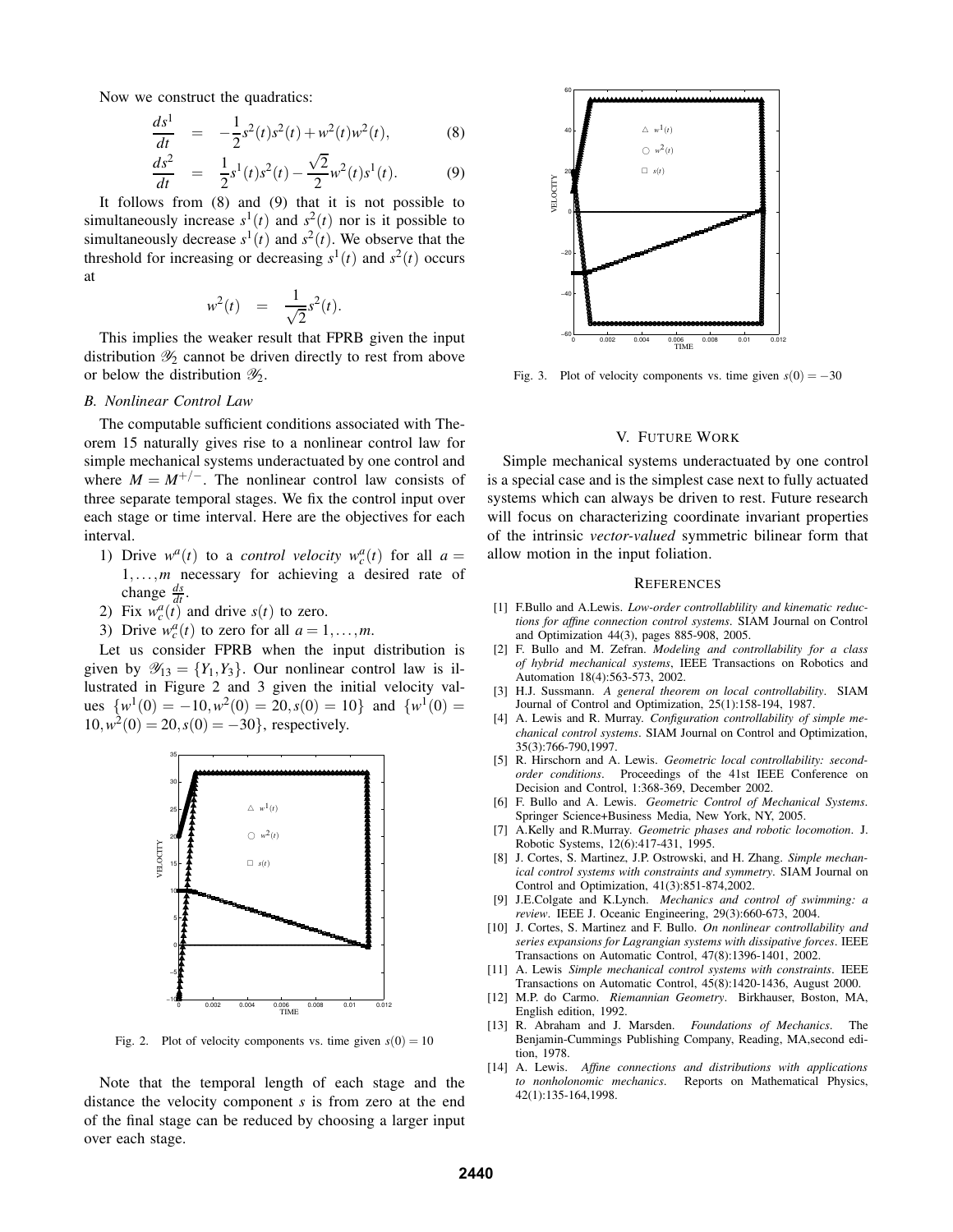Now we construct the quadratics:

$$\frac{ds^1}{dt} = -\frac{1}{2}s^2(t)s^2(t) + w^2(t)w^2(t), \tag{8}$$

$$\frac{ds^2}{dt} = \frac{1}{2}s^1(t)s^2(t) - \frac{\sqrt{2}}{2}w^2(t)s^1(t). \tag{9}$$

It follows from (8) and (9) that it is not possible to simultaneously increase $s^1(t)$ and $s^2(t)$ nor is it possible to simultaneously decrease $s^1(t)$ and $s^2(t)$. We observe that the threshold for increasing or decreasing $s^1(t)$ and $s^2(t)$ occurs at

$$w^2(t) = \frac{1}{\sqrt{2}}s^2(t).$$

This implies the weaker result that FPRB given the input distribution $\mathscr{Y}_2$ cannot be driven directly to rest from above or below the distribution $\mathscr{Y}_2$.

### B. Nonlinear Control Law

The computable sufficient conditions associated with Theorem 15 naturally gives rise to a nonlinear control law for simple mechanical systems underactuated by one control and where $M = M^{+/-}$. The nonlinear control law consists of three separate temporal stages. We fix the control input over each stage or time interval. Here are the objectives for each interval.

1. Drive $w^a(t)$ to a *control velocity* $w^a_c(t)$ for all $a = 1, \ldots, m$ necessary for achieving a desired rate of change $\frac{ds}{dt}$.
2. Fix $w^a_c(t)$ and drive $s(t)$ to zero.
3. Drive $w^a_c(t)$ to zero for all $a = 1, \ldots, m$.

Let us consider FPRB when the input distribution is given by $\mathscr{Y}_{13} = \{Y_1, Y_3\}$. Our nonlinear control law is illustrated in Figure 2 and 3 given the initial velocity values $\{w^1(0) = -10, w^2(0) = 20, s(0) = 10\}$ and $\{w^1(0) = 10, w^2(0) = 20, s(0) = -30\}$, respectively.

35
30
25
20
15
10
5
0
−5
−10
VELOCITY
0 0.002 0.004 0.006 0.008 0.01 0.012
TIME
△ $w^1(t)$
○ $w^2(t)$
□ $s(t)$

Fig. 2. Plot of velocity components vs. time given $s(0) = 10$

Note that the temporal length of each stage and the distance the velocity component $s$ is from zero at the end of the final stage can be reduced by choosing a larger input over each stage.

60
40
20
0
−20
−40
−60
VELOCITY
0 0.002 0.004 0.006 0.008 0.01 0.012
TIME
△ $w^1(t)$
○ $w^2(t)$
□ $s(t)$

Fig. 3. Plot of velocity components vs. time given $s(0) = -30$

## V. Future Work

Simple mechanical systems underactuated by one control is a special case and is the simplest case next to fully actuated systems which can always be driven to rest. Future research will focus on characterizing coordinate invariant properties of the intrinsic *vector-valued* symmetric bilinear form that allow motion in the input foliation.

## References

[1] F.Bullo and A.Lewis. *Low-order controllablility and kinematic reductions for affine connection control systems*. SIAM Journal on Control and Optimization 44(3), pages 885-908, 2005.

[2] F. Bullo and M. Zefran. *Modeling and controllability for a class of hybrid mechanical systems*, IEEE Transactions on Robotics and Automation 18(4):563-573, 2002.

[3] H.J. Sussmann. *A general theorem on local controllability*. SIAM Journal of Control and Optimization, 25(1):158-194, 1987.

[4] A. Lewis and R. Murray. *Configuration controllability of simple mechanical control systems*. SIAM Journal on Control and Optimization, 35(3):766-790,1997.

[5] R. Hirschorn and A. Lewis. *Geometric local controllability: second-order conditions*. Proceedings of the 41st IEEE Conference on Decision and Control, 1:368-369, December 2002.

[6] F. Bullo and A. Lewis. *Geometric Control of Mechanical Systems*. Springer Science+Business Media, New York, NY, 2005.

[7] A.Kelly and R.Murray. *Geometric phases and robotic locomotion*. J. Robotic Systems, 12(6):417-431, 1995.

[8] J. Cortes, S. Martinez, J.P. Ostrowski, and H. Zhang. *Simple mechanical control systems with constraints and symmetry*. SIAM Journal on Control and Optimization, 41(3):851-874,2002.

[9] J.E.Colgate and K.Lynch. *Mechanics and control of swimming: a review*. IEEE J. Oceanic Engineering, 29(3):660-673, 2004.

[10] J. Cortes, S. Martinez and F. Bullo. *On nonlinear controllability and series expansions for Lagrangian systems with dissipative forces*. IEEE Transactions on Automatic Control, 47(8):1396-1401, 2002.

[11] A. Lewis *Simple mechanical control systems with constraints*. IEEE Transactions on Automatic Control, 45(8):1420-1436, August 2000.

[12] M.P. do Carmo. *Riemannian Geometry*. Birkhauser, Boston, MA, English edition, 1992.

[13] R. Abraham and J. Marsden. *Foundations of Mechanics*. The Benjamin-Cummings Publishing Company, Reading, MA,second edition, 1978.

[14] A. Lewis. *Affine connections and distributions with applications to nonholonomic mechanics*. Reports on Mathematical Physics, 42(1):135-164,1998.